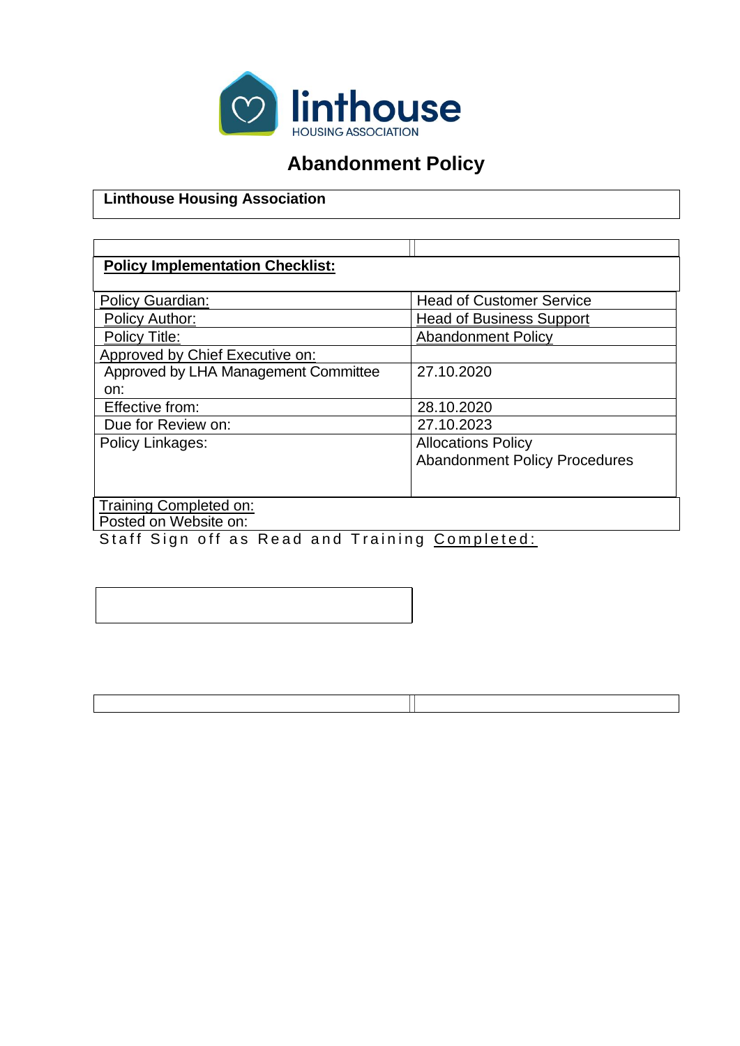linthouse
HOUSING ASSOCIATION

# Abandonment Policy

**Linthouse Housing Association**

| **Policy Implementation Checklist:** | |
|---|---|
| Policy Guardian: | Head of Customer Service |
| Policy Author: | Head of Business Support |
| Policy Title: | Abandonment Policy |
| Approved by Chief Executive on: | |
| Approved by LHA Management Committee on: | 27.10.2020 |
| Effective from: | 28.10.2020 |
| Due for Review on: | 27.10.2023 |
| Policy Linkages: | Allocations Policy<br>Abandonment Policy Procedures |
| Training Completed on: | |
| Posted on Website on: | |

Staff Sign off as Read and Training Completed: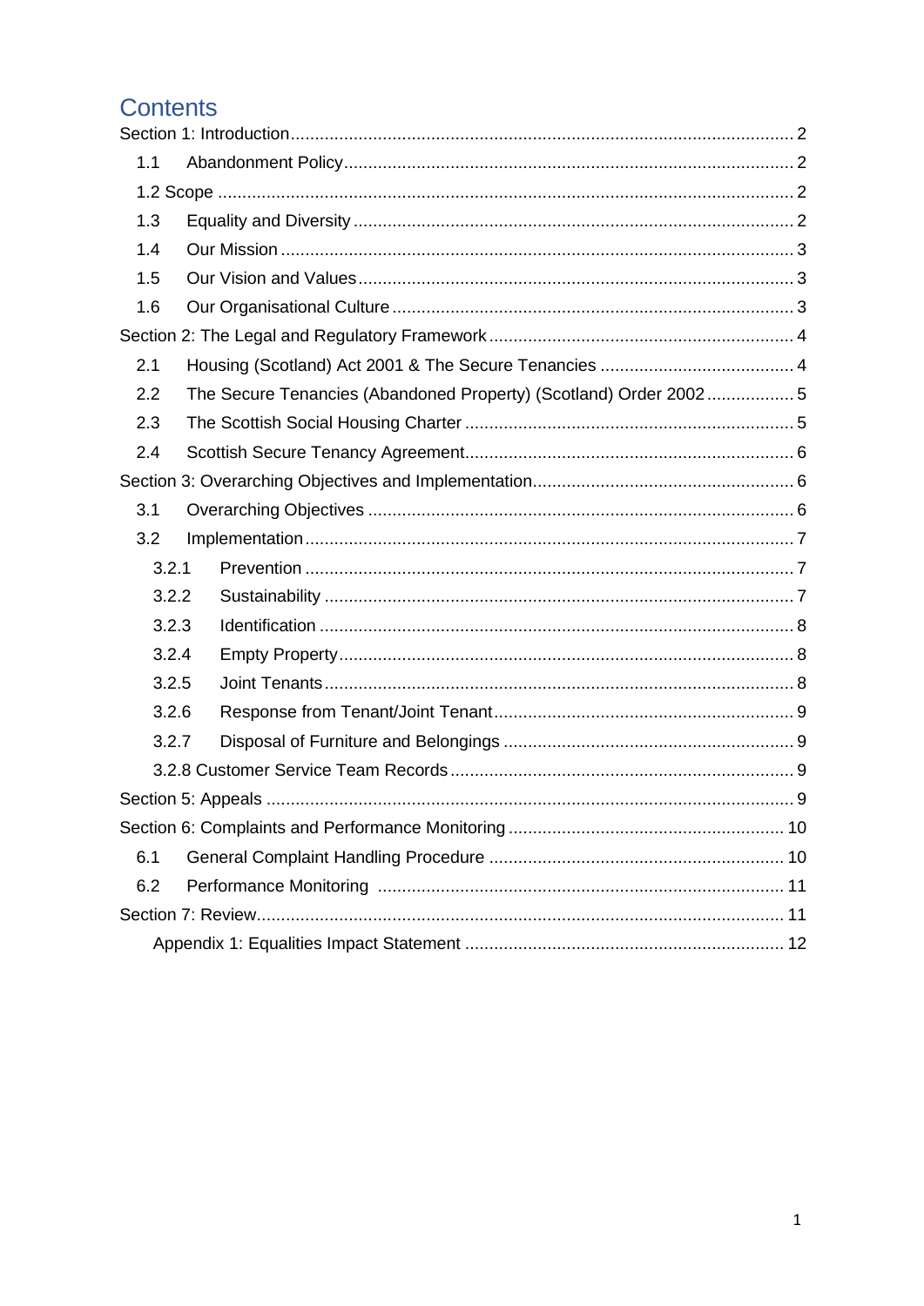# Contents

Section 1: Introduction ........................................................................................................ 2

- 1.1 Abandonment Policy ........................................................................................ 2
- 1.2 Scope ................................................................................................................ 2
- 1.3 Equality and Diversity ...................................................................................... 2
- 1.4 Our Mission ...................................................................................................... 3
- 1.5 Our Vision and Values ..................................................................................... 3
- 1.6 Our Organisational Culture .............................................................................. 3

Section 2: The Legal and Regulatory Framework ............................................................... 4

- 2.1 Housing (Scotland) Act 2001 & The Secure Tenancies ...................................... 4
- 2.2 The Secure Tenancies (Abandoned Property) (Scotland) Order 2002 ................. 5
- 2.3 The Scottish Social Housing Charter .................................................................. 5
- 2.4 Scottish Secure Tenancy Agreement .................................................................. 6

Section 3: Overarching Objectives and Implementation ..................................................... 6

- 3.1 Overarching Objectives ..................................................................................... 6
- 3.2 Implementation .................................................................................................. 7
  - 3.2.1 Prevention .................................................................................................. 7
  - 3.2.2 Sustainability .............................................................................................. 7
  - 3.2.3 Identification ............................................................................................... 8
  - 3.2.4 Empty Property ........................................................................................... 8
  - 3.2.5 Joint Tenants .............................................................................................. 8
  - 3.2.6 Response from Tenant/Joint Tenant ........................................................... 9
  - 3.2.7 Disposal of Furniture and Belongings ......................................................... 9
  - 3.2.8 Customer Service Team Records ................................................................ 9

Section 5: Appeals ............................................................................................................... 9

Section 6: Complaints and Performance Monitoring ......................................................... 10

- 6.1 General Complaint Handling Procedure ........................................................... 10
- 6.2 Performance Monitoring ................................................................................... 11

Section 7: Review ............................................................................................................... 11

- Appendix 1: Equalities Impact Statement ............................................................... 12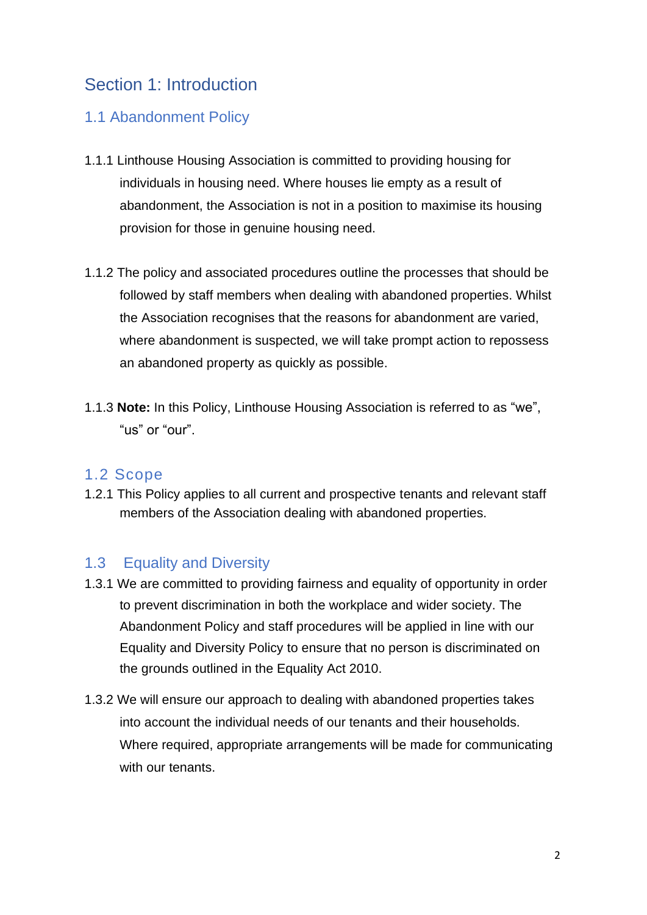# Section 1: Introduction

## 1.1 Abandonment Policy

1.1.1 Linthouse Housing Association is committed to providing housing for individuals in housing need. Where houses lie empty as a result of abandonment, the Association is not in a position to maximise its housing provision for those in genuine housing need.

1.1.2 The policy and associated procedures outline the processes that should be followed by staff members when dealing with abandoned properties. Whilst the Association recognises that the reasons for abandonment are varied, where abandonment is suspected, we will take prompt action to repossess an abandoned property as quickly as possible.

1.1.3 **Note:** In this Policy, Linthouse Housing Association is referred to as "we", "us" or "our".

## 1.2 Scope

1.2.1 This Policy applies to all current and prospective tenants and relevant staff members of the Association dealing with abandoned properties.

## 1.3 Equality and Diversity

1.3.1 We are committed to providing fairness and equality of opportunity in order to prevent discrimination in both the workplace and wider society. The Abandonment Policy and staff procedures will be applied in line with our Equality and Diversity Policy to ensure that no person is discriminated on the grounds outlined in the Equality Act 2010.

1.3.2 We will ensure our approach to dealing with abandoned properties takes into account the individual needs of our tenants and their households. Where required, appropriate arrangements will be made for communicating with our tenants.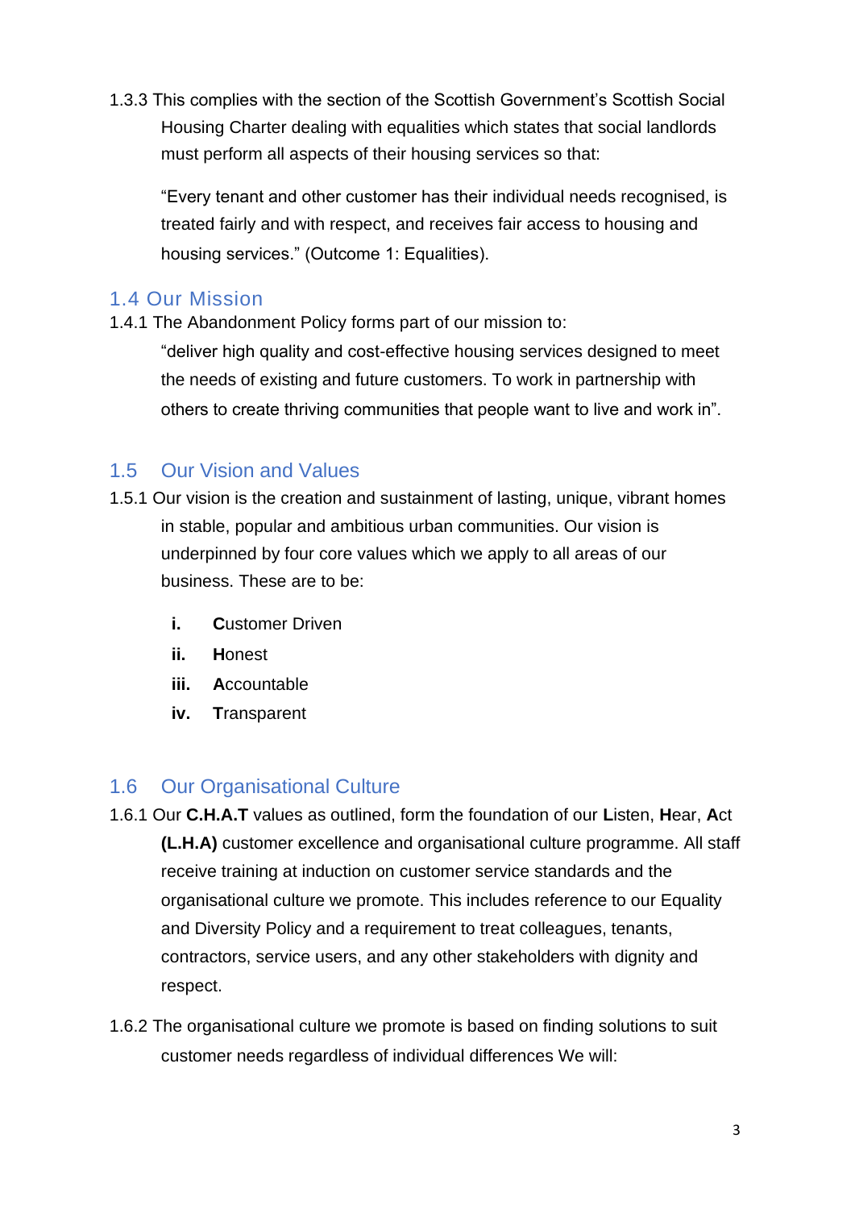1.3.3 This complies with the section of the Scottish Government's Scottish Social Housing Charter dealing with equalities which states that social landlords must perform all aspects of their housing services so that:

"Every tenant and other customer has their individual needs recognised, is treated fairly and with respect, and receives fair access to housing and housing services." (Outcome 1: Equalities).

## 1.4 Our Mission

1.4.1 The Abandonment Policy forms part of our mission to:

"deliver high quality and cost-effective housing services designed to meet the needs of existing and future customers. To work in partnership with others to create thriving communities that people want to live and work in".

## 1.5 Our Vision and Values

1.5.1 Our vision is the creation and sustainment of lasting, unique, vibrant homes in stable, popular and ambitious urban communities. Our vision is underpinned by four core values which we apply to all areas of our business. These are to be:

- **i.** **C**ustomer Driven
- **ii.** **H**onest
- **iii.** **A**ccountable
- **iv.** **T**ransparent

## 1.6 Our Organisational Culture

1.6.1 Our **C.H.A.T** values as outlined, form the foundation of our **L**isten, **H**ear, **A**ct **(L.H.A)** customer excellence and organisational culture programme. All staff receive training at induction on customer service standards and the organisational culture we promote. This includes reference to our Equality and Diversity Policy and a requirement to treat colleagues, tenants, contractors, service users, and any other stakeholders with dignity and respect.

1.6.2 The organisational culture we promote is based on finding solutions to suit customer needs regardless of individual differences We will: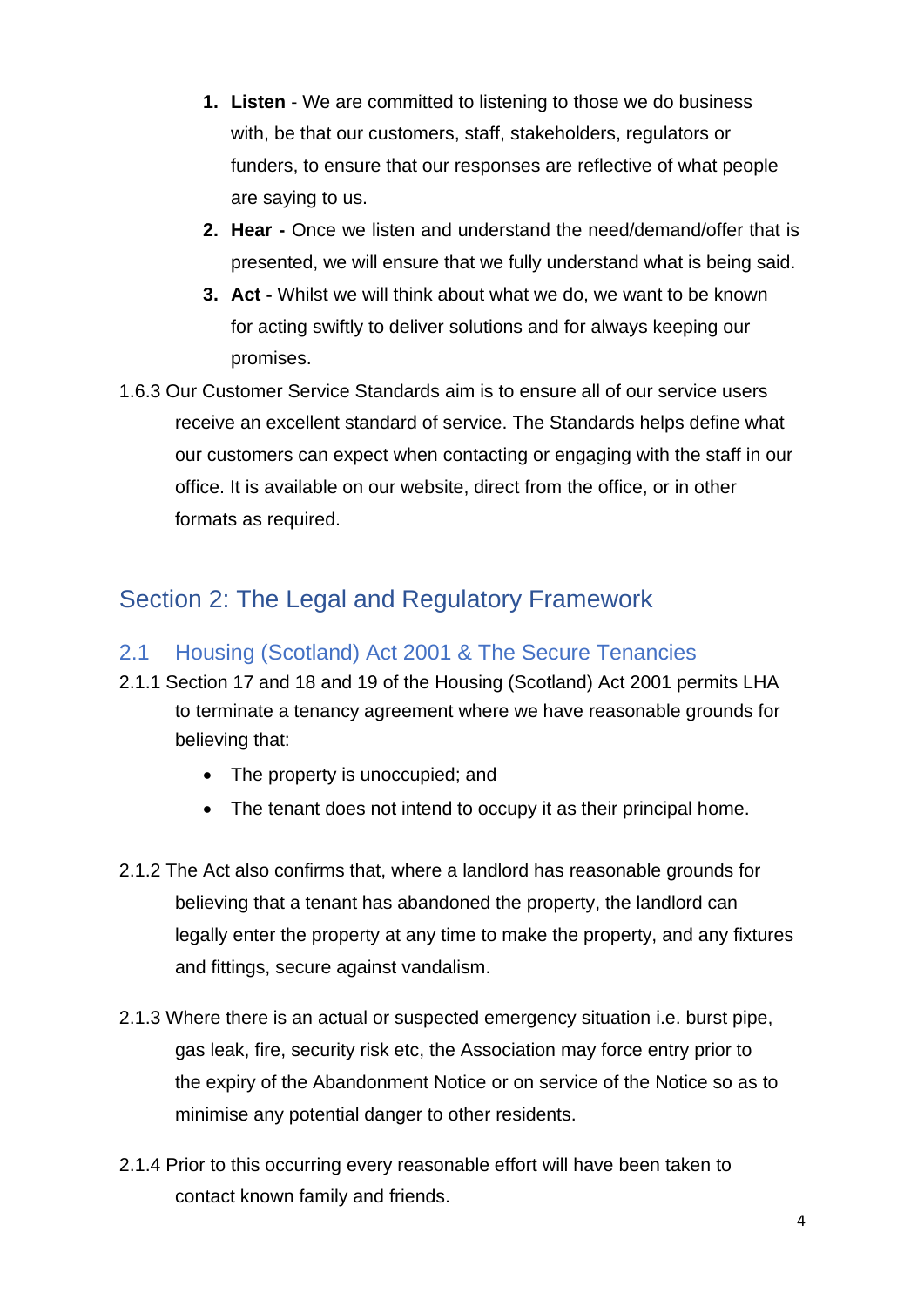1. **Listen** - We are committed to listening to those we do business with, be that our customers, staff, stakeholders, regulators or funders, to ensure that our responses are reflective of what people are saying to us.
2. **Hear -** Once we listen and understand the need/demand/offer that is presented, we will ensure that we fully understand what is being said.
3. **Act -** Whilst we will think about what we do, we want to be known for acting swiftly to deliver solutions and for always keeping our promises.

1.6.3 Our Customer Service Standards aim is to ensure all of our service users receive an excellent standard of service. The Standards helps define what our customers can expect when contacting or engaging with the staff in our office. It is available on our website, direct from the office, or in other formats as required.

## Section 2: The Legal and Regulatory Framework

### 2.1 Housing (Scotland) Act 2001 & The Secure Tenancies

2.1.1 Section 17 and 18 and 19 of the Housing (Scotland) Act 2001 permits LHA to terminate a tenancy agreement where we have reasonable grounds for believing that:

- The property is unoccupied; and
- The tenant does not intend to occupy it as their principal home.

2.1.2 The Act also confirms that, where a landlord has reasonable grounds for believing that a tenant has abandoned the property, the landlord can legally enter the property at any time to make the property, and any fixtures and fittings, secure against vandalism.

2.1.3 Where there is an actual or suspected emergency situation i.e. burst pipe, gas leak, fire, security risk etc, the Association may force entry prior to the expiry of the Abandonment Notice or on service of the Notice so as to minimise any potential danger to other residents.

2.1.4 Prior to this occurring every reasonable effort will have been taken to contact known family and friends.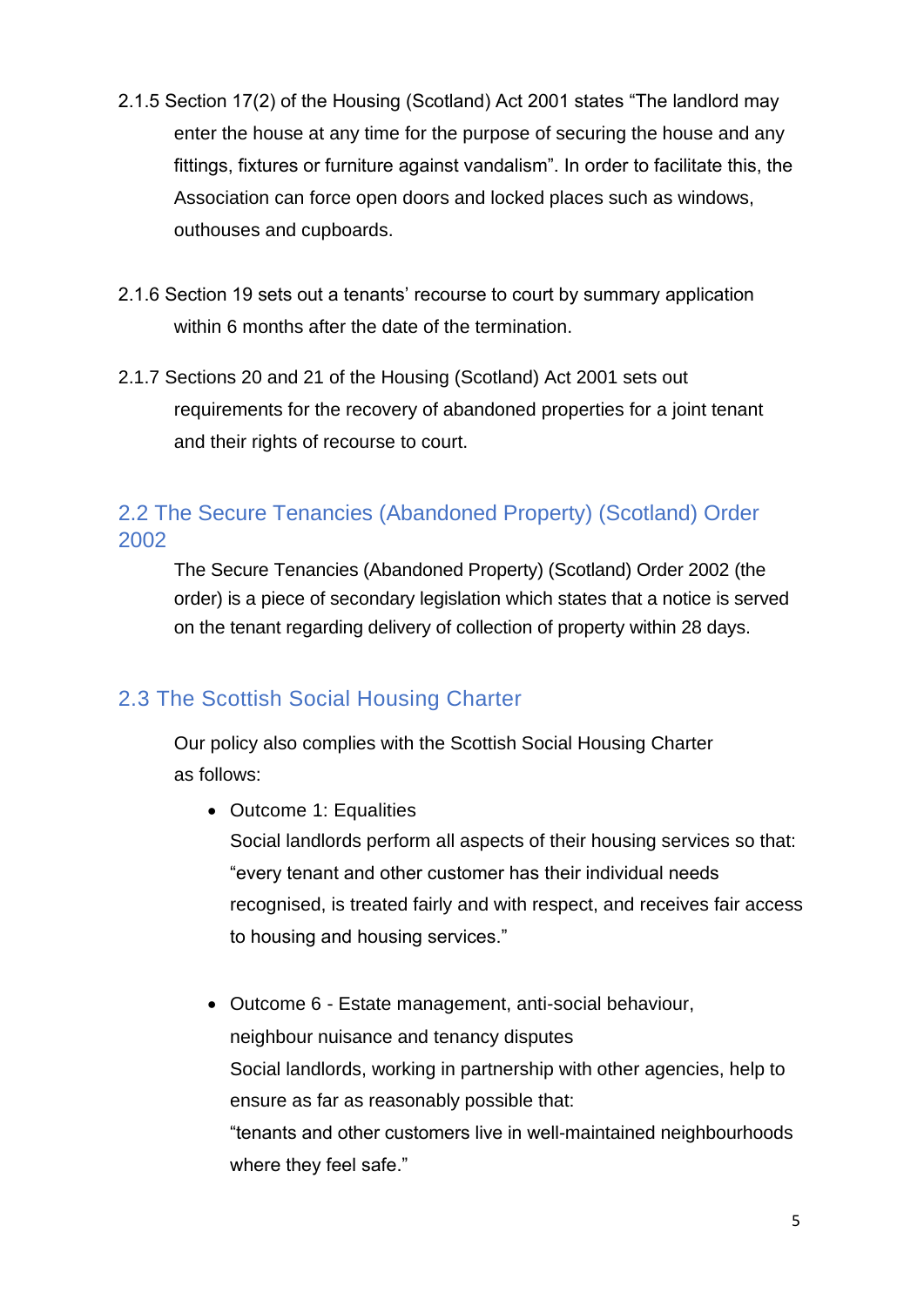2.1.5 Section 17(2) of the Housing (Scotland) Act 2001 states "The landlord may enter the house at any time for the purpose of securing the house and any fittings, fixtures or furniture against vandalism". In order to facilitate this, the Association can force open doors and locked places such as windows, outhouses and cupboards.

2.1.6 Section 19 sets out a tenants' recourse to court by summary application within 6 months after the date of the termination.

2.1.7 Sections 20 and 21 of the Housing (Scotland) Act 2001 sets out requirements for the recovery of abandoned properties for a joint tenant and their rights of recourse to court.

## 2.2 The Secure Tenancies (Abandoned Property) (Scotland) Order 2002

The Secure Tenancies (Abandoned Property) (Scotland) Order 2002 (the order) is a piece of secondary legislation which states that a notice is served on the tenant regarding delivery of collection of property within 28 days.

## 2.3 The Scottish Social Housing Charter

Our policy also complies with the Scottish Social Housing Charter as follows:

- Outcome 1: Equalities
  Social landlords perform all aspects of their housing services so that: "every tenant and other customer has their individual needs recognised, is treated fairly and with respect, and receives fair access to housing and housing services."

- Outcome 6 - Estate management, anti-social behaviour, neighbour nuisance and tenancy disputes
  Social landlords, working in partnership with other agencies, help to ensure as far as reasonably possible that:
  "tenants and other customers live in well-maintained neighbourhoods where they feel safe."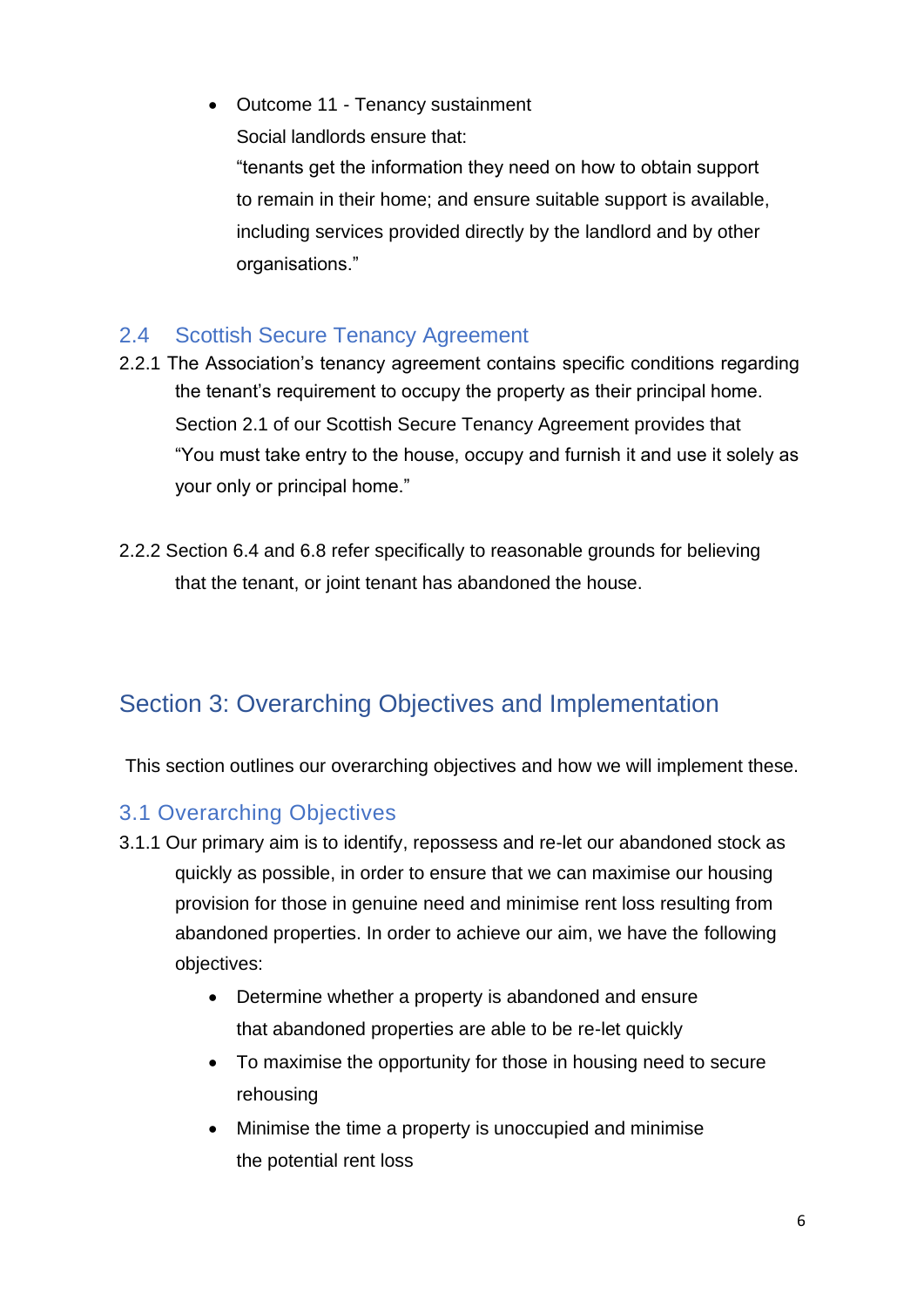- Outcome 11 - Tenancy sustainment
  Social landlords ensure that:
  "tenants get the information they need on how to obtain support to remain in their home; and ensure suitable support is available, including services provided directly by the landlord and by other organisations."

### 2.4 Scottish Secure Tenancy Agreement

2.2.1 The Association's tenancy agreement contains specific conditions regarding the tenant's requirement to occupy the property as their principal home. Section 2.1 of our Scottish Secure Tenancy Agreement provides that "You must take entry to the house, occupy and furnish it and use it solely as your only or principal home."

2.2.2 Section 6.4 and 6.8 refer specifically to reasonable grounds for believing that the tenant, or joint tenant has abandoned the house.

## Section 3: Overarching Objectives and Implementation

This section outlines our overarching objectives and how we will implement these.

### 3.1 Overarching Objectives

3.1.1 Our primary aim is to identify, repossess and re-let our abandoned stock as quickly as possible, in order to ensure that we can maximise our housing provision for those in genuine need and minimise rent loss resulting from abandoned properties. In order to achieve our aim, we have the following objectives:

- Determine whether a property is abandoned and ensure that abandoned properties are able to be re-let quickly
- To maximise the opportunity for those in housing need to secure rehousing
- Minimise the time a property is unoccupied and minimise the potential rent loss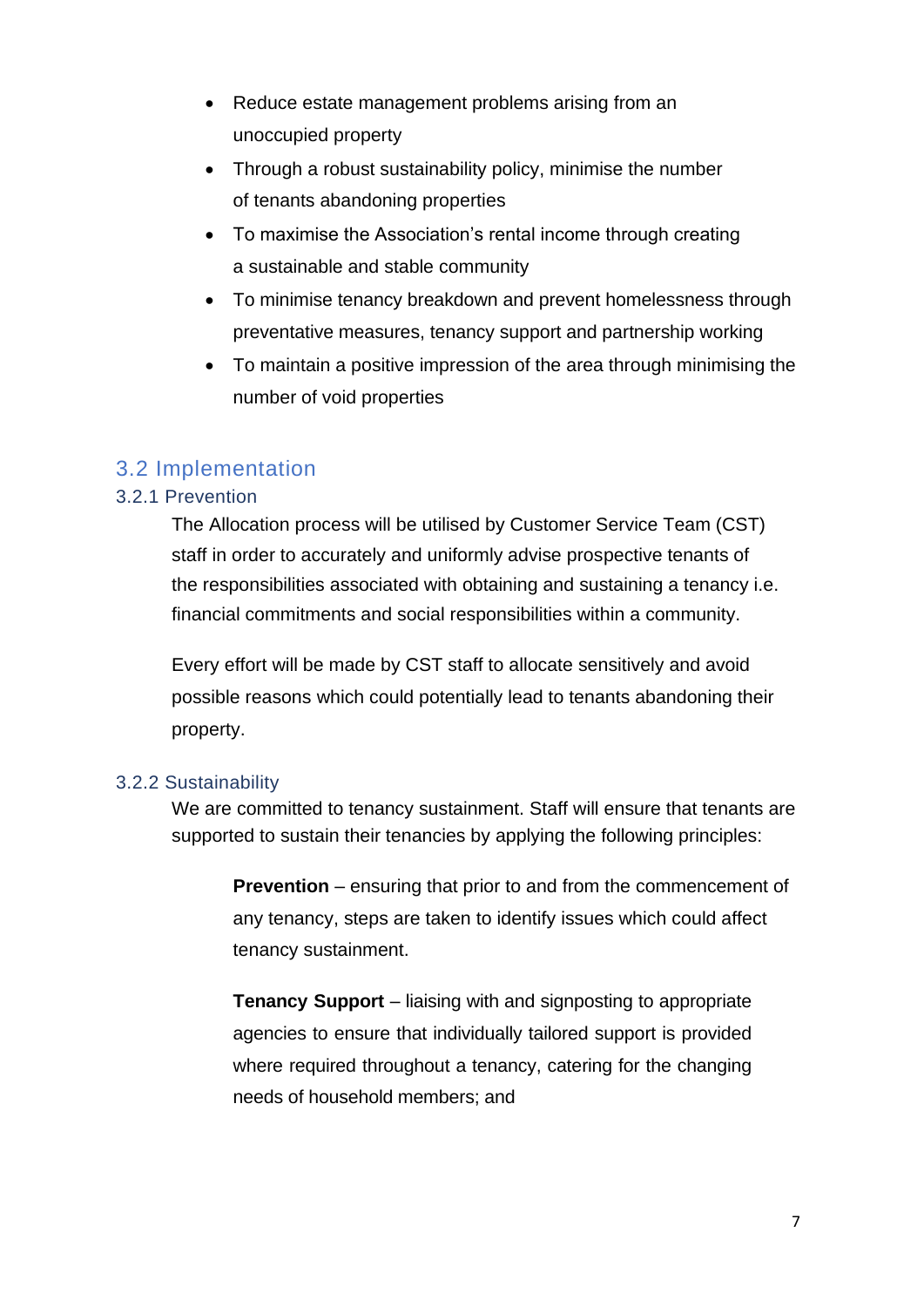- Reduce estate management problems arising from an unoccupied property
- Through a robust sustainability policy, minimise the number of tenants abandoning properties
- To maximise the Association's rental income through creating a sustainable and stable community
- To minimise tenancy breakdown and prevent homelessness through preventative measures, tenancy support and partnership working
- To maintain a positive impression of the area through minimising the number of void properties

## 3.2 Implementation

### 3.2.1 Prevention

The Allocation process will be utilised by Customer Service Team (CST) staff in order to accurately and uniformly advise prospective tenants of the responsibilities associated with obtaining and sustaining a tenancy i.e. financial commitments and social responsibilities within a community.

Every effort will be made by CST staff to allocate sensitively and avoid possible reasons which could potentially lead to tenants abandoning their property.

### 3.2.2 Sustainability

We are committed to tenancy sustainment. Staff will ensure that tenants are supported to sustain their tenancies by applying the following principles:

**Prevention** – ensuring that prior to and from the commencement of any tenancy, steps are taken to identify issues which could affect tenancy sustainment.

**Tenancy Support** – liaising with and signposting to appropriate agencies to ensure that individually tailored support is provided where required throughout a tenancy, catering for the changing needs of household members; and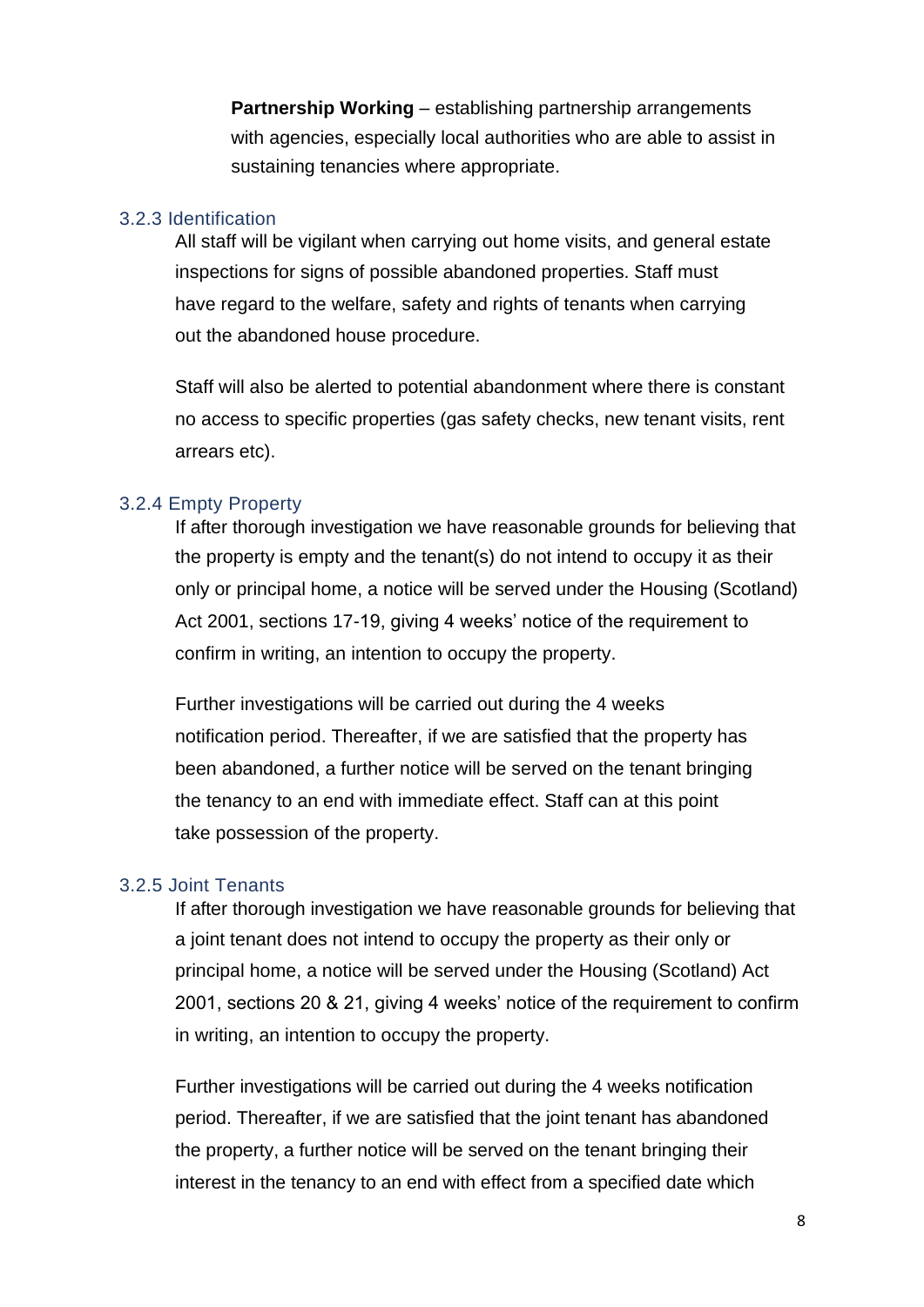**Partnership Working** – establishing partnership arrangements with agencies, especially local authorities who are able to assist in sustaining tenancies where appropriate.

### 3.2.3 Identification

All staff will be vigilant when carrying out home visits, and general estate inspections for signs of possible abandoned properties. Staff must have regard to the welfare, safety and rights of tenants when carrying out the abandoned house procedure.

Staff will also be alerted to potential abandonment where there is constant no access to specific properties (gas safety checks, new tenant visits, rent arrears etc).

### 3.2.4 Empty Property

If after thorough investigation we have reasonable grounds for believing that the property is empty and the tenant(s) do not intend to occupy it as their only or principal home, a notice will be served under the Housing (Scotland) Act 2001, sections 17-19, giving 4 weeks' notice of the requirement to confirm in writing, an intention to occupy the property.

Further investigations will be carried out during the 4 weeks notification period. Thereafter, if we are satisfied that the property has been abandoned, a further notice will be served on the tenant bringing the tenancy to an end with immediate effect. Staff can at this point take possession of the property.

### 3.2.5 Joint Tenants

If after thorough investigation we have reasonable grounds for believing that a joint tenant does not intend to occupy the property as their only or principal home, a notice will be served under the Housing (Scotland) Act 2001, sections 20 & 21, giving 4 weeks' notice of the requirement to confirm in writing, an intention to occupy the property.

Further investigations will be carried out during the 4 weeks notification period. Thereafter, if we are satisfied that the joint tenant has abandoned the property, a further notice will be served on the tenant bringing their interest in the tenancy to an end with effect from a specified date which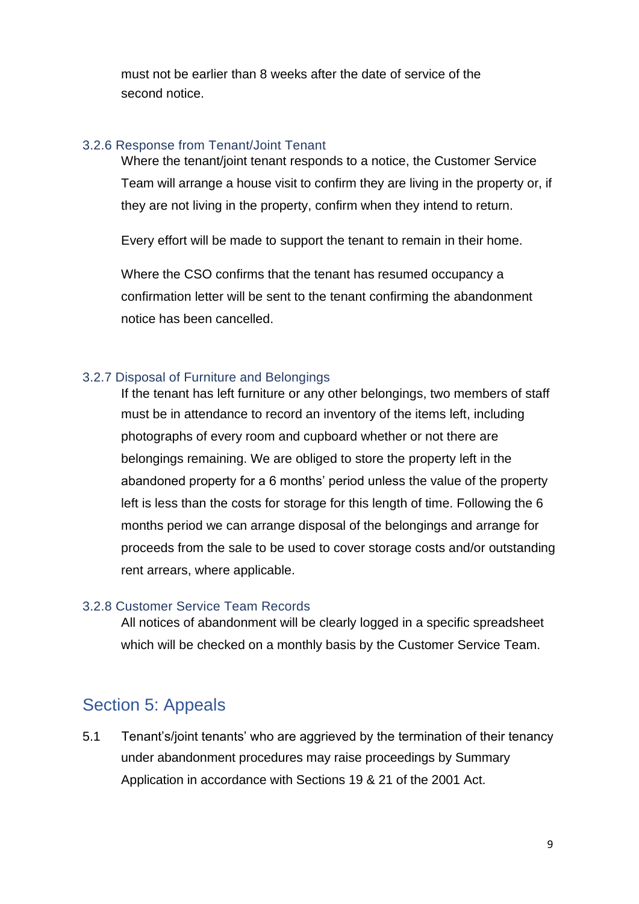must not be earlier than 8 weeks after the date of service of the second notice.

### 3.2.6 Response from Tenant/Joint Tenant

Where the tenant/joint tenant responds to a notice, the Customer Service Team will arrange a house visit to confirm they are living in the property or, if they are not living in the property, confirm when they intend to return.

Every effort will be made to support the tenant to remain in their home.

Where the CSO confirms that the tenant has resumed occupancy a confirmation letter will be sent to the tenant confirming the abandonment notice has been cancelled.

### 3.2.7 Disposal of Furniture and Belongings

If the tenant has left furniture or any other belongings, two members of staff must be in attendance to record an inventory of the items left, including photographs of every room and cupboard whether or not there are belongings remaining. We are obliged to store the property left in the abandoned property for a 6 months' period unless the value of the property left is less than the costs for storage for this length of time. Following the 6 months period we can arrange disposal of the belongings and arrange for proceeds from the sale to be used to cover storage costs and/or outstanding rent arrears, where applicable.

### 3.2.8 Customer Service Team Records

All notices of abandonment will be clearly logged in a specific spreadsheet which will be checked on a monthly basis by the Customer Service Team.

## Section 5: Appeals

5.1 Tenant's/joint tenants' who are aggrieved by the termination of their tenancy under abandonment procedures may raise proceedings by Summary Application in accordance with Sections 19 & 21 of the 2001 Act.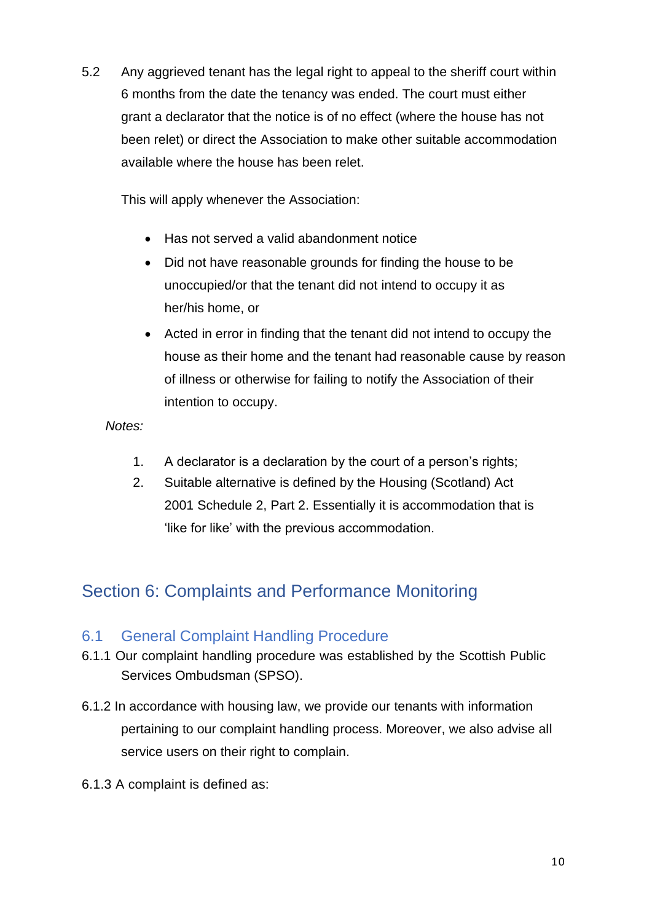5.2 Any aggrieved tenant has the legal right to appeal to the sheriff court within 6 months from the date the tenancy was ended. The court must either grant a declarator that the notice is of no effect (where the house has not been relet) or direct the Association to make other suitable accommodation available where the house has been relet.

This will apply whenever the Association:

- Has not served a valid abandonment notice
- Did not have reasonable grounds for finding the house to be unoccupied/or that the tenant did not intend to occupy it as her/his home, or
- Acted in error in finding that the tenant did not intend to occupy the house as their home and the tenant had reasonable cause by reason of illness or otherwise for failing to notify the Association of their intention to occupy.

*Notes:*

1. A declarator is a declaration by the court of a person's rights;
2. Suitable alternative is defined by the Housing (Scotland) Act 2001 Schedule 2, Part 2. Essentially it is accommodation that is 'like for like' with the previous accommodation.

## Section 6: Complaints and Performance Monitoring

### 6.1 General Complaint Handling Procedure

6.1.1 Our complaint handling procedure was established by the Scottish Public Services Ombudsman (SPSO).

6.1.2 In accordance with housing law, we provide our tenants with information pertaining to our complaint handling process. Moreover, we also advise all service users on their right to complain.

6.1.3 A complaint is defined as: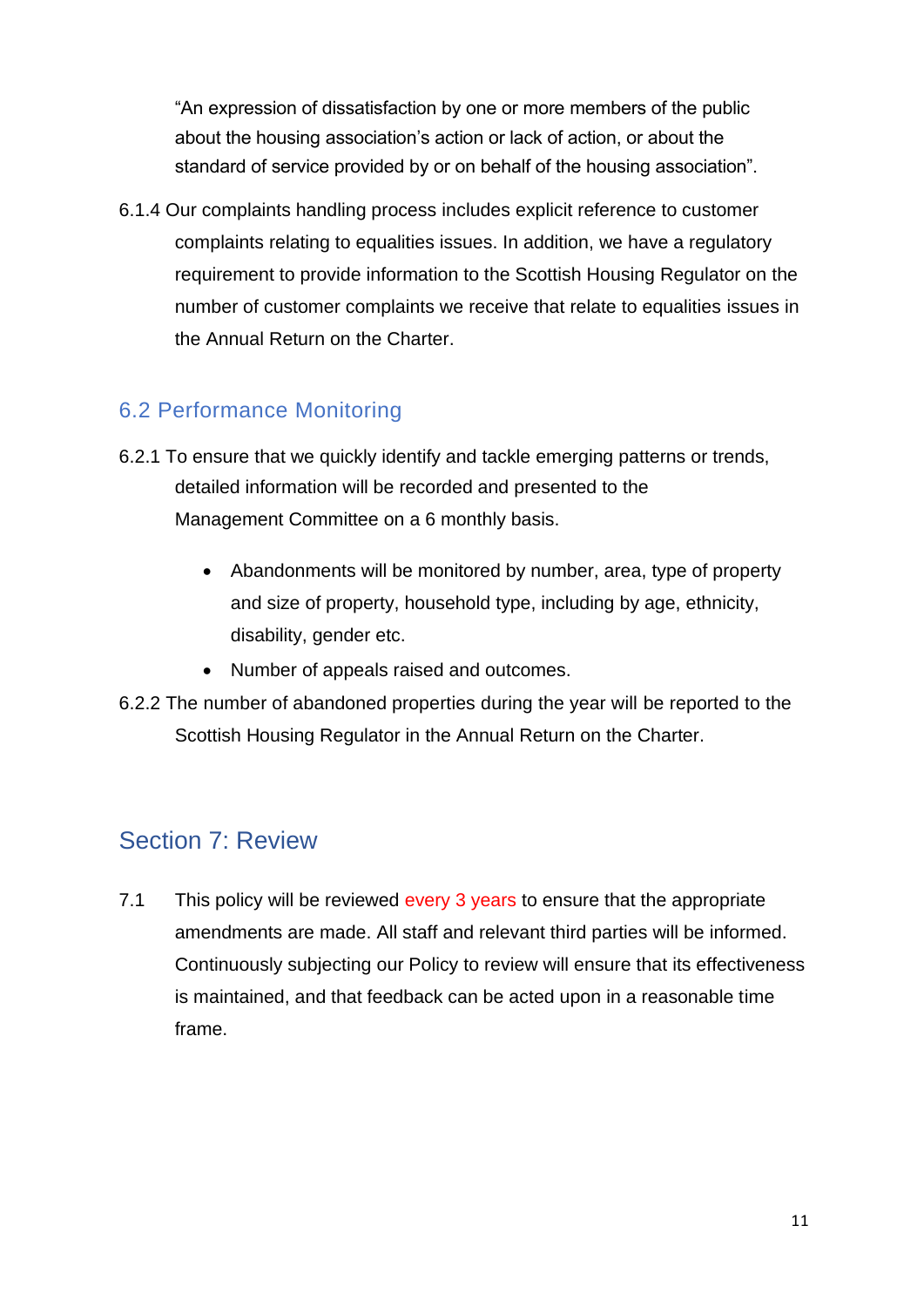"An expression of dissatisfaction by one or more members of the public about the housing association's action or lack of action, or about the standard of service provided by or on behalf of the housing association".

6.1.4 Our complaints handling process includes explicit reference to customer complaints relating to equalities issues. In addition, we have a regulatory requirement to provide information to the Scottish Housing Regulator on the number of customer complaints we receive that relate to equalities issues in the Annual Return on the Charter.

### 6.2 Performance Monitoring

6.2.1 To ensure that we quickly identify and tackle emerging patterns or trends, detailed information will be recorded and presented to the Management Committee on a 6 monthly basis.

- Abandonments will be monitored by number, area, type of property and size of property, household type, including by age, ethnicity, disability, gender etc.
- Number of appeals raised and outcomes.

6.2.2 The number of abandoned properties during the year will be reported to the Scottish Housing Regulator in the Annual Return on the Charter.

## Section 7: Review

7.1 This policy will be reviewed every 3 years to ensure that the appropriate amendments are made. All staff and relevant third parties will be informed. Continuously subjecting our Policy to review will ensure that its effectiveness is maintained, and that feedback can be acted upon in a reasonable time frame.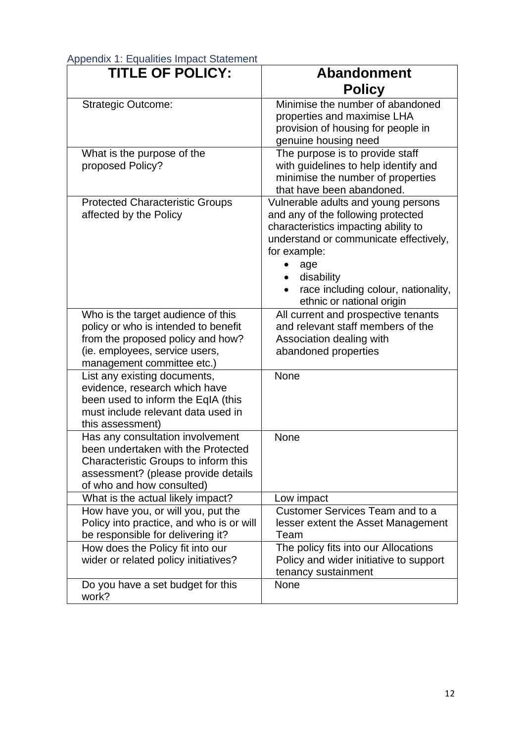## Appendix 1: Equalities Impact Statement

| **TITLE OF POLICY:** | **Abandonment Policy** |
|---|---|
| Strategic Outcome: | Minimise the number of abandoned properties and maximise LHA provision of housing for people in genuine housing need |
| What is the purpose of the proposed Policy? | The purpose is to provide staff with guidelines to help identify and minimise the number of properties that have been abandoned. |
| Protected Characteristic Groups affected by the Policy | Vulnerable adults and young persons and any of the following protected characteristics impacting ability to understand or communicate effectively, for example: <br>• age <br>• disability <br>• race including colour, nationality, ethnic or national origin |
| Who is the target audience of this policy or who is intended to benefit from the proposed policy and how? (ie. employees, service users, management committee etc.) | All current and prospective tenants and relevant staff members of the Association dealing with abandoned properties |
| List any existing documents, evidence, research which have been used to inform the EqIA (this must include relevant data used in this assessment) | None |
| Has any consultation involvement been undertaken with the Protected Characteristic Groups to inform this assessment? (please provide details of who and how consulted) | None |
| What is the actual likely impact? | Low impact |
| How have you, or will you, put the Policy into practice, and who is or will be responsible for delivering it? | Customer Services Team and to a lesser extent the Asset Management Team |
| How does the Policy fit into our wider or related policy initiatives? | The policy fits into our Allocations Policy and wider initiative to support tenancy sustainment |
| Do you have a set budget for this work? | None |